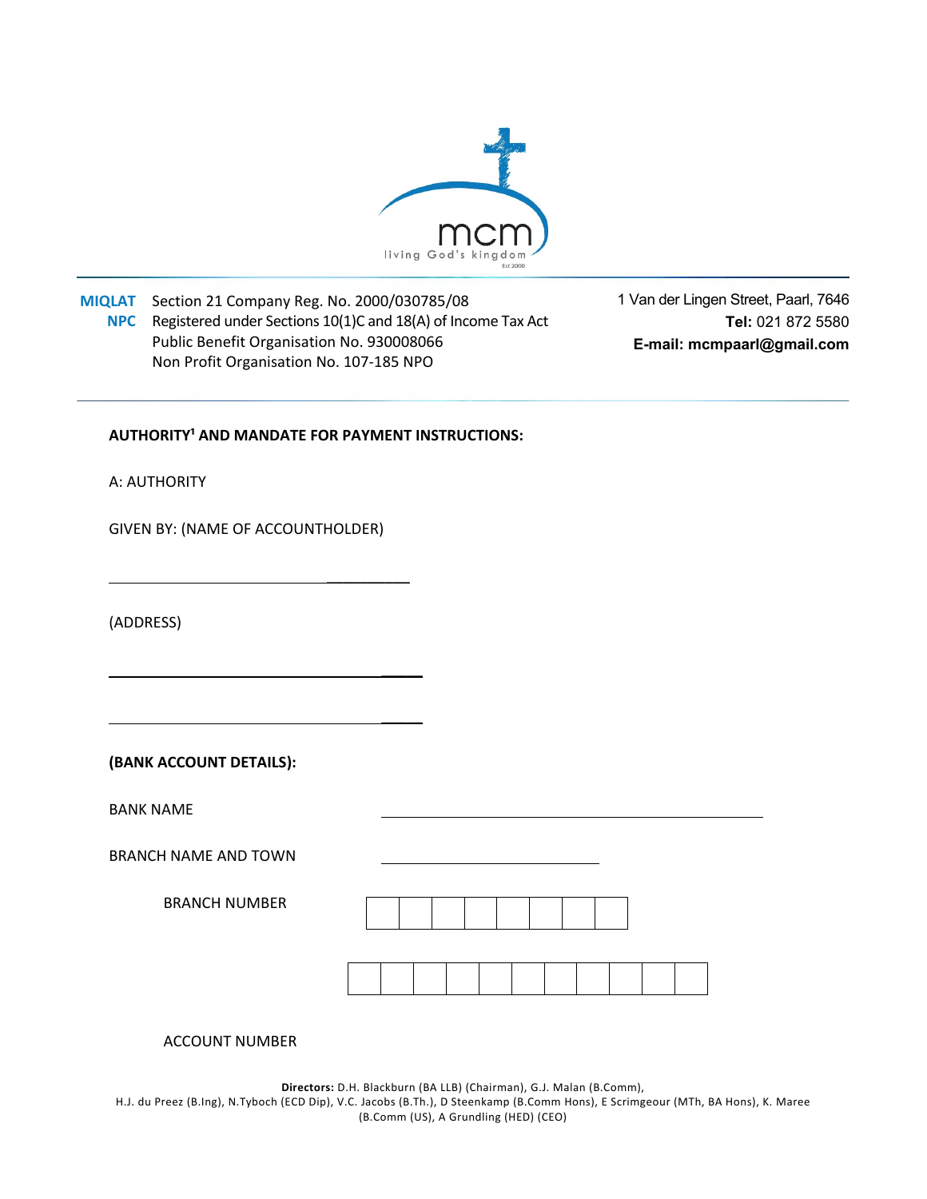mcm
living God's kingdom
Est 2000

**MIQLAT NPC** Section 21 Company Reg. No. 2000/030785/08
Registered under Sections 10(1)C and 18(A) of Income Tax Act
Public Benefit Organisation No. 930008066
Non Profit Organisation No. 107-185 NPO

1 Van der Lingen Street, Paarl, 7646
**Tel:** 021 872 5580
**E-mail: mcmpaarl@gmail.com**

**AUTHORITY[1] AND MANDATE FOR PAYMENT INSTRUCTIONS:**

A: AUTHORITY

GIVEN BY: (NAME OF ACCOUNTHOLDER)

_______________________________________

(ADDRESS)

_______________________________________

_______________________________________

**(BANK ACCOUNT DETAILS):**

BANK NAME _______________________________________

BRANCH NAME AND TOWN ______________________

BRANCH NUMBER

| | | | | | | | |
|---|---|---|---|---|---|---|---|
| | | | | | | | |

| | | | | | | | | | | |
|---|---|---|---|---|---|---|---|---|---|---|
| | | | | | | | | | | |

ACCOUNT NUMBER

**Directors:** D.H. Blackburn (BA LLB) (Chairman), G.J. Malan (B.Comm), H.J. du Preez (B.Ing), N.Tyboch (ECD Dip), V.C. Jacobs (B.Th.), D Steenkamp (B.Comm Hons), E Scrimgeour (MTh, BA Hons), K. Maree (B.Comm (US), A Grundling (HED) (CEO)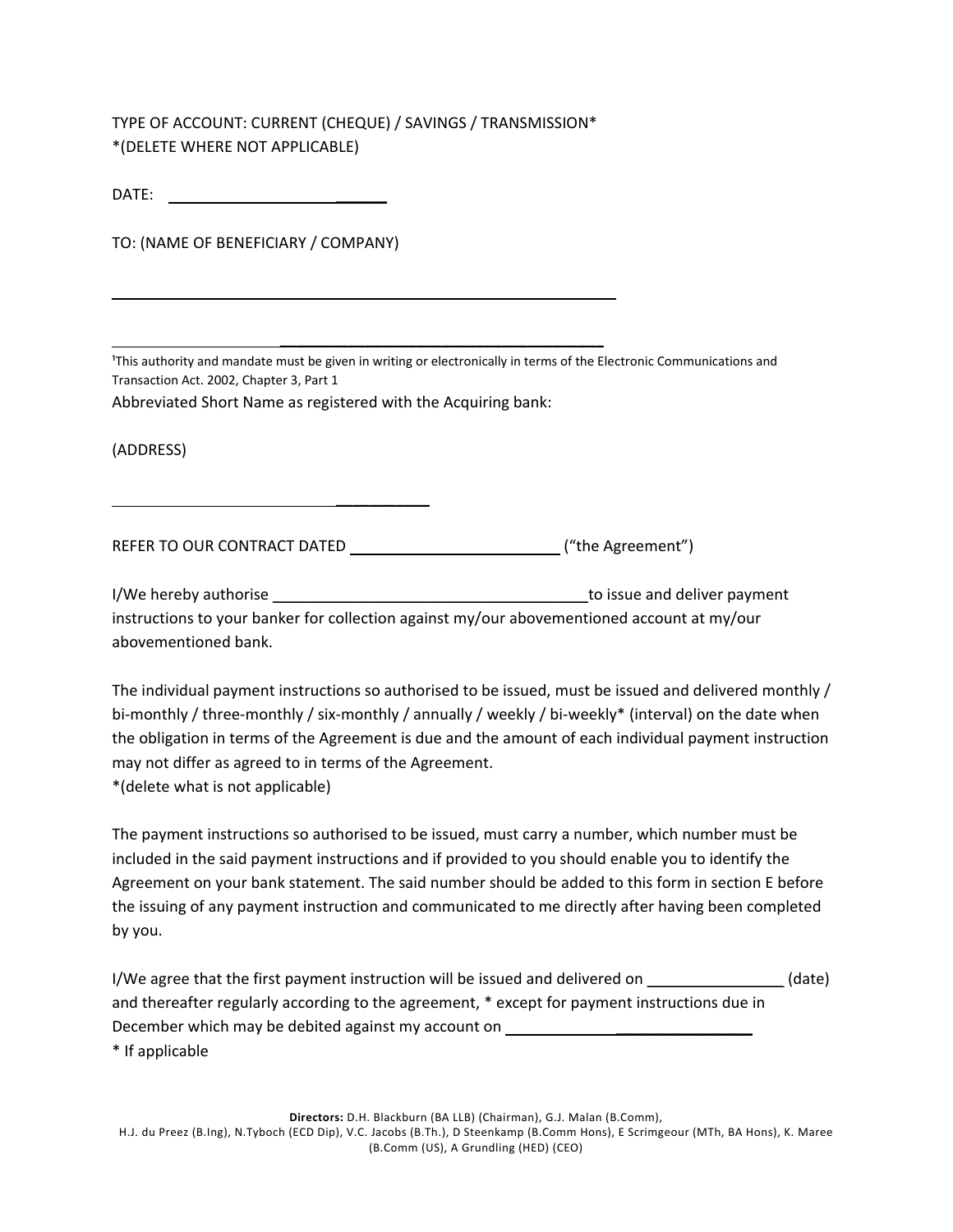TYPE OF ACCOUNT: CURRENT (CHEQUE) / SAVINGS / TRANSMISSION*
*(DELETE WHERE NOT APPLICABLE)

DATE: ___________________________

TO: (NAME OF BENEFICIARY / COMPANY)

_______________________________________________________________

_______________________________________________________________

[1]This authority and mandate must be given in writing or electronically in terms of the Electronic Communications and Transaction Act. 2002, Chapter 3, Part 1

Abbreviated Short Name as registered with the Acquiring bank:

(ADDRESS)

_______________________________________

REFER TO OUR CONTRACT DATED __________________________ ("the Agreement")

I/We hereby authorise ______________________________________to issue and deliver payment instructions to your banker for collection against my/our abovementioned account at my/our abovementioned bank.

The individual payment instructions so authorised to be issued, must be issued and delivered monthly / bi-monthly / three-monthly / six-monthly / annually / weekly / bi-weekly* (interval) on the date when the obligation in terms of the Agreement is due and the amount of each individual payment instruction may not differ as agreed to in terms of the Agreement.
*(delete what is not applicable)

The payment instructions so authorised to be issued, must carry a number, which number must be included in the said payment instructions and if provided to you should enable you to identify the Agreement on your bank statement. The said number should be added to this form in section E before the issuing of any payment instruction and communicated to me directly after having been completed by you.

I/We agree that the first payment instruction will be issued and delivered on _______________ (date) and thereafter regularly according to the agreement, * except for payment instructions due in December which may be debited against my account on ______________________________
* If applicable

**Directors:** D.H. Blackburn (BA LLB) (Chairman), G.J. Malan (B.Comm), H.J. du Preez (B.Ing), N.Tyboch (ECD Dip), V.C. Jacobs (B.Th.), D Steenkamp (B.Comm Hons), E Scrimgeour (MTh, BA Hons), K. Maree (B.Comm (US), A Grundling (HED) (CEO)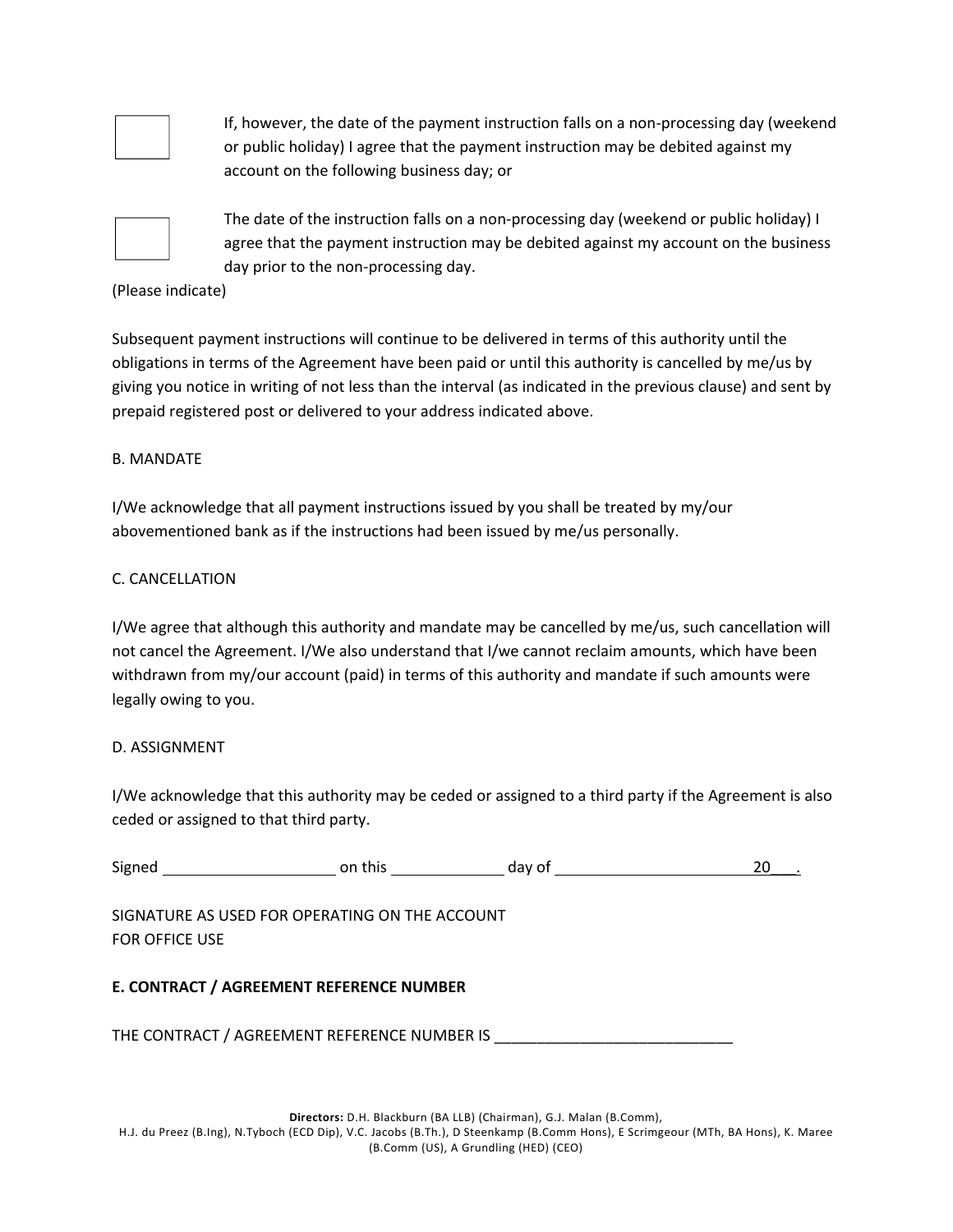☐ If, however, the date of the payment instruction falls on a non-processing day (weekend or public holiday) I agree that the payment instruction may be debited against my account on the following business day; or

☐ The date of the instruction falls on a non-processing day (weekend or public holiday) I agree that the payment instruction may be debited against my account on the business day prior to the non-processing day.

(Please indicate)

Subsequent payment instructions will continue to be delivered in terms of this authority until the obligations in terms of the Agreement have been paid or until this authority is cancelled by me/us by giving you notice in writing of not less than the interval (as indicated in the previous clause) and sent by prepaid registered post or delivered to your address indicated above.

B. MANDATE

I/We acknowledge that all payment instructions issued by you shall be treated by my/our abovementioned bank as if the instructions had been issued by me/us personally.

C. CANCELLATION

I/We agree that although this authority and mandate may be cancelled by me/us, such cancellation will not cancel the Agreement. I/We also understand that I/we cannot reclaim amounts, which have been withdrawn from my/our account (paid) in terms of this authority and mandate if such amounts were legally owing to you.

D. ASSIGNMENT

I/We acknowledge that this authority may be ceded or assigned to a third party if the Agreement is also ceded or assigned to that third party.

Signed ____________________ on this _____________ day of _______________________ 20___.

SIGNATURE AS USED FOR OPERATING ON THE ACCOUNT
FOR OFFICE USE

**E. CONTRACT / AGREEMENT REFERENCE NUMBER**

THE CONTRACT / AGREEMENT REFERENCE NUMBER IS ____________________________

**Directors:** D.H. Blackburn (BA LLB) (Chairman), G.J. Malan (B.Comm), H.J. du Preez (B.Ing), N.Tyboch (ECD Dip), V.C. Jacobs (B.Th.), D Steenkamp (B.Comm Hons), E Scrimgeour (MTh, BA Hons), K. Maree (B.Comm (US), A Grundling (HED) (CEO)